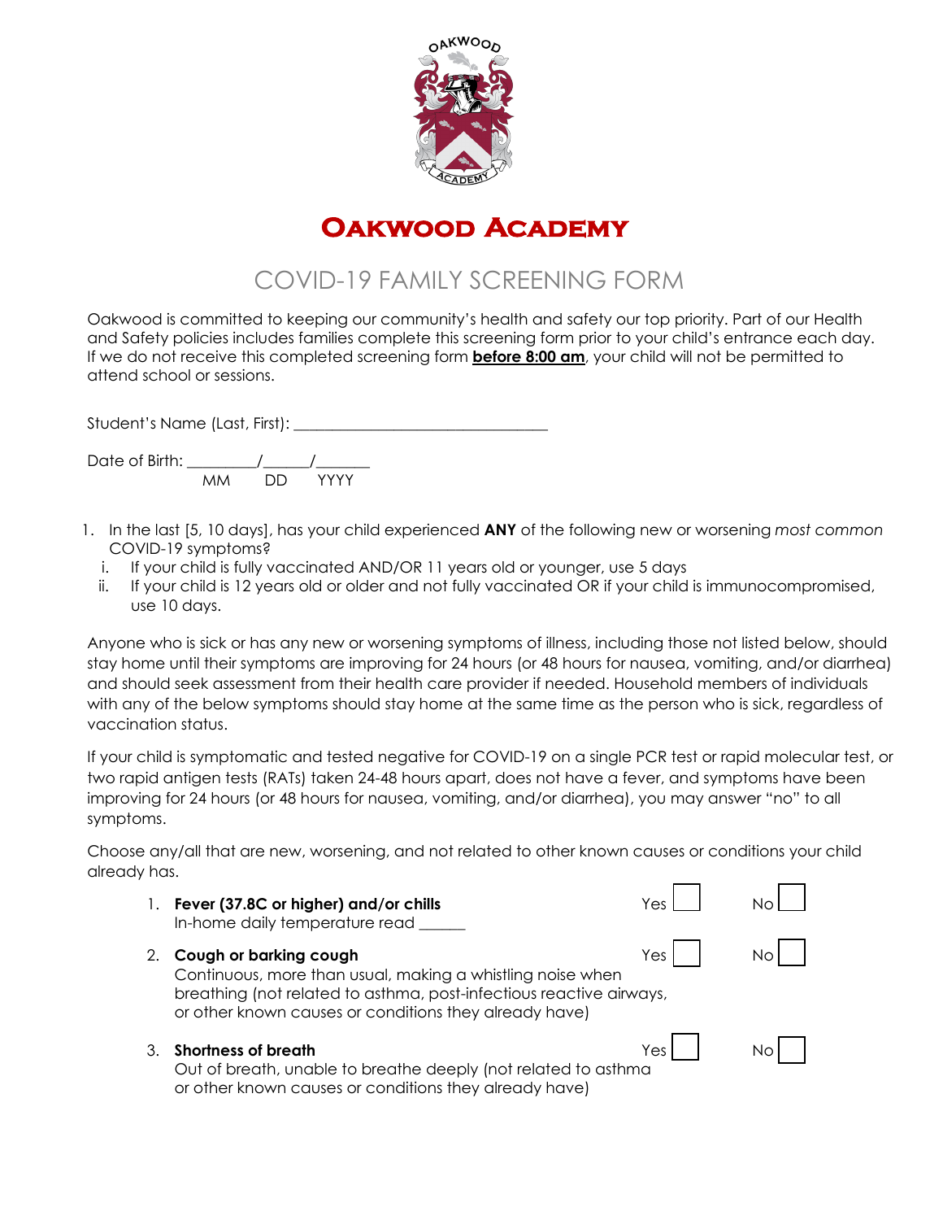# Oakwood Academy

## COVID-19 FAMILY SCREENING FORM

Oakwood is committed to keeping our community's health and safety our top priority. Part of our Health and Safety policies includes families complete this screening form prior to your child's entrance each day. If we do not receive this completed screening form **before 8:00 am**, your child will not be permitted to attend school or sessions.

Student's Name (Last, First): ________________________________

Date of Birth: _________/______/_______
MM DD YYYY

1. In the last [5, 10 days], has your child experienced **ANY** of the following new or worsening *most common* COVID-19 symptoms?
   i. If your child is fully vaccinated AND/OR 11 years old or younger, use 5 days
   ii. If your child is 12 years old or older and not fully vaccinated OR if your child is immunocompromised, use 10 days.

Anyone who is sick or has any new or worsening symptoms of illness, including those not listed below, should stay home until their symptoms are improving for 24 hours (or 48 hours for nausea, vomiting, and/or diarrhea) and should seek assessment from their health care provider if needed. Household members of individuals with any of the below symptoms should stay home at the same time as the person who is sick, regardless of vaccination status.

If your child is symptomatic and tested negative for COVID-19 on a single PCR test or rapid molecular test, or two rapid antigen tests (RATs) taken 24-48 hours apart, does not have a fever, and symptoms have been improving for 24 hours (or 48 hours for nausea, vomiting, and/or diarrhea), you may answer "no" to all symptoms.

Choose any/all that are new, worsening, and not related to other known causes or conditions your child already has.

1. **Fever (37.8C or higher) and/or chills** — Yes ☐ No ☐
   In-home daily temperature read ______
2. **Cough or barking cough** — Yes ☐ No ☐
   Continuous, more than usual, making a whistling noise when breathing (not related to asthma, post-infectious reactive airways, or other known causes or conditions they already have)
3. **Shortness of breath** — Yes ☐ No ☐
   Out of breath, unable to breathe deeply (not related to asthma or other known causes or conditions they already have)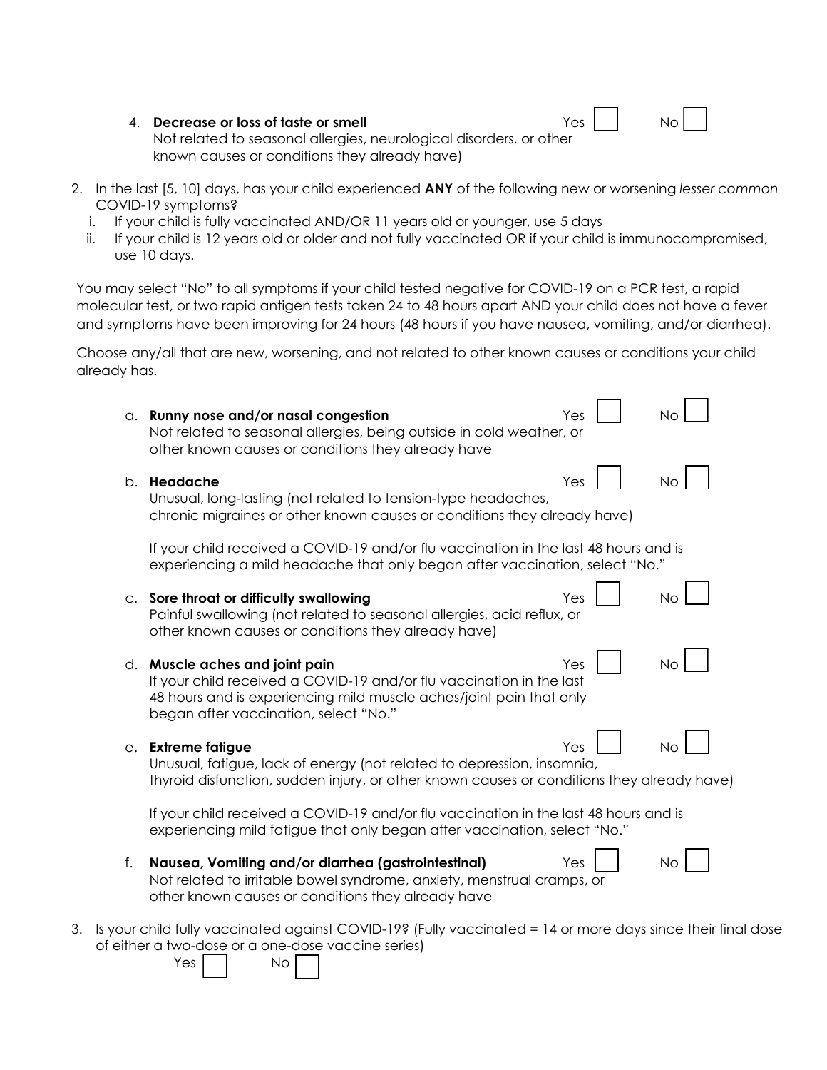4. **Decrease or loss of taste or smell** Yes ☐ No ☐
   Not related to seasonal allergies, neurological disorders, or other known causes or conditions they already have)

2. In the last [5, 10] days, has your child experienced **ANY** of the following new or worsening *lesser common* COVID-19 symptoms?
   i. If your child is fully vaccinated AND/OR 11 years old or younger, use 5 days
   ii. If your child is 12 years old or older and not fully vaccinated OR if your child is immunocompromised, use 10 days.

   You may select "No" to all symptoms if your child tested negative for COVID-19 on a PCR test, a rapid molecular test, or two rapid antigen tests taken 24 to 48 hours apart AND your child does not have a fever and symptoms have been improving for 24 hours (48 hours if you have nausea, vomiting, and/or diarrhea).

   Choose any/all that are new, worsening, and not related to other known causes or conditions your child already has.

   a. **Runny nose and/or nasal congestion** Yes ☐ No ☐
   Not related to seasonal allergies, being outside in cold weather, or other known causes or conditions they already have

   b. **Headache** Yes ☐ No ☐
   Unusual, long-lasting (not related to tension-type headaches, chronic migraines or other known causes or conditions they already have)

   If your child received a COVID-19 and/or flu vaccination in the last 48 hours and is experiencing a mild headache that only began after vaccination, select "No."

   c. **Sore throat or difficulty swallowing** Yes ☐ No ☐
   Painful swallowing (not related to seasonal allergies, acid reflux, or other known causes or conditions they already have)

   d. **Muscle aches and joint pain** Yes ☐ No ☐
   If your child received a COVID-19 and/or flu vaccination in the last 48 hours and is experiencing mild muscle aches/joint pain that only began after vaccination, select "No."

   e. **Extreme fatigue** Yes ☐ No ☐
   Unusual, fatigue, lack of energy (not related to depression, insomnia, thyroid disfunction, sudden injury, or other known causes or conditions they already have)

   If your child received a COVID-19 and/or flu vaccination in the last 48 hours and is experiencing mild fatigue that only began after vaccination, select "No."

   f. **Nausea, Vomiting and/or diarrhea (gastrointestinal)** Yes ☐ No ☐
   Not related to irritable bowel syndrome, anxiety, menstrual cramps, or other known causes or conditions they already have

3. Is your child fully vaccinated against COVID-19? (Fully vaccinated = 14 or more days since their final dose of either a two-dose or a one-dose vaccine series)
   Yes ☐ No ☐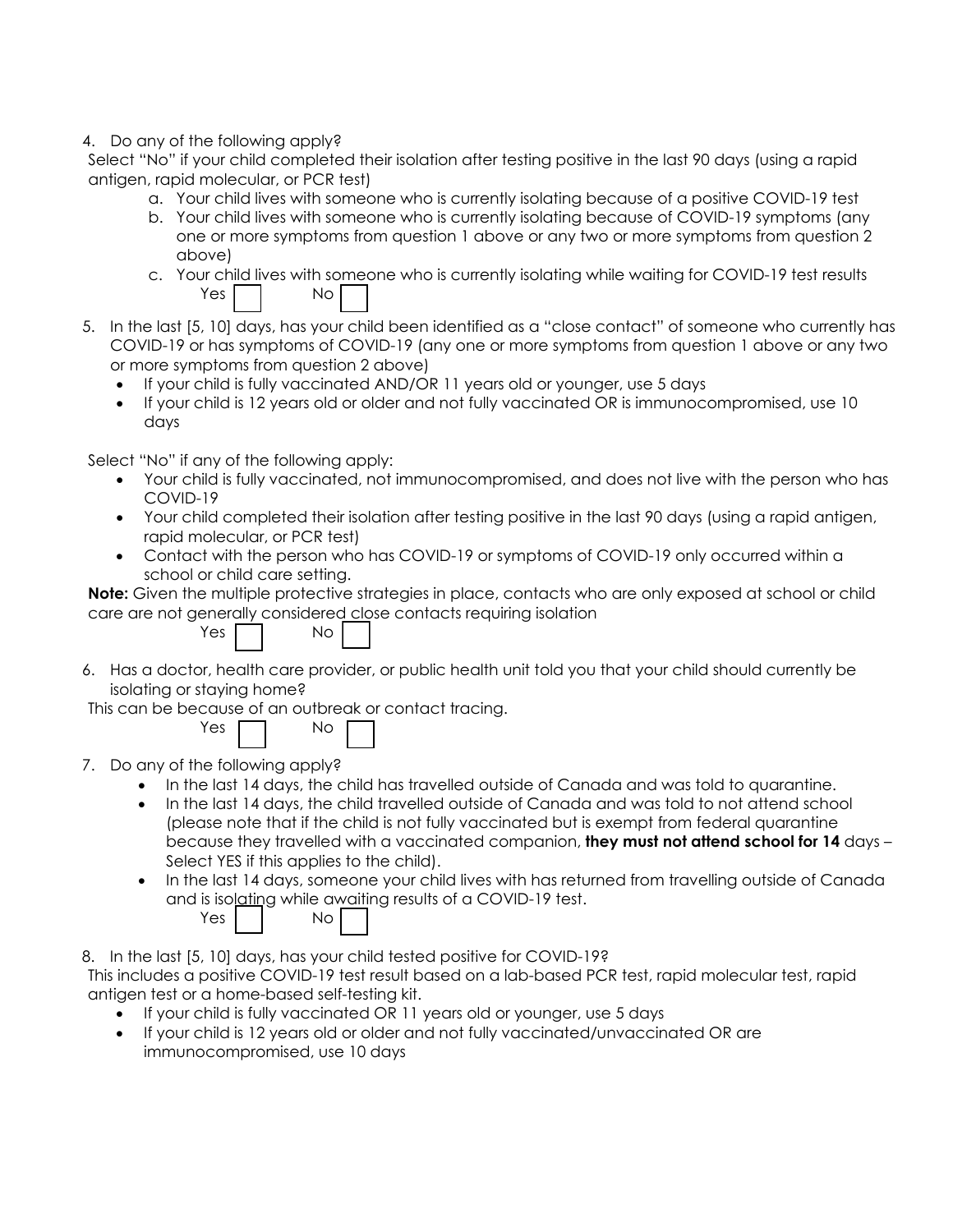4. Do any of the following apply?

Select "No" if your child completed their isolation after testing positive in the last 90 days (using a rapid antigen, rapid molecular, or PCR test)

   a. Your child lives with someone who is currently isolating because of a positive COVID-19 test
   b. Your child lives with someone who is currently isolating because of COVID-19 symptoms (any one or more symptoms from question 1 above or any two or more symptoms from question 2 above)
   c. Your child lives with someone who is currently isolating while waiting for COVID-19 test results

Yes ☐ No ☐

5. In the last [5, 10] days, has your child been identified as a "close contact" of someone who currently has COVID-19 or has symptoms of COVID-19 (any one or more symptoms from question 1 above or any two or more symptoms from question 2 above)
   - If your child is fully vaccinated AND/OR 11 years old or younger, use 5 days
   - If your child is 12 years old or older and not fully vaccinated OR is immunocompromised, use 10 days

Select "No" if any of the following apply:

- Your child is fully vaccinated, not immunocompromised, and does not live with the person who has COVID-19
- Your child completed their isolation after testing positive in the last 90 days (using a rapid antigen, rapid molecular, or PCR test)
- Contact with the person who has COVID-19 or symptoms of COVID-19 only occurred within a school or child care setting.

**Note:** Given the multiple protective strategies in place, contacts who are only exposed at school or child care are not generally considered close contacts requiring isolation

Yes ☐ No ☐

6. Has a doctor, health care provider, or public health unit told you that your child should currently be isolating or staying home?

This can be because of an outbreak or contact tracing.

Yes ☐ No ☐

7. Do any of the following apply?
   - In the last 14 days, the child has travelled outside of Canada and was told to quarantine.
   - In the last 14 days, the child travelled outside of Canada and was told to not attend school (please note that if the child is not fully vaccinated but is exempt from federal quarantine because they travelled with a vaccinated companion, **they must not attend school for 14** days – Select YES if this applies to the child).
   - In the last 14 days, someone your child lives with has returned from travelling outside of Canada and is isolating while awaiting results of a COVID-19 test.

Yes ☐ No ☐

8. In the last [5, 10] days, has your child tested positive for COVID-19?

This includes a positive COVID-19 test result based on a lab-based PCR test, rapid molecular test, rapid antigen test or a home-based self-testing kit.

- If your child is fully vaccinated OR 11 years old or younger, use 5 days
- If your child is 12 years old or older and not fully vaccinated/unvaccinated OR are immunocompromised, use 10 days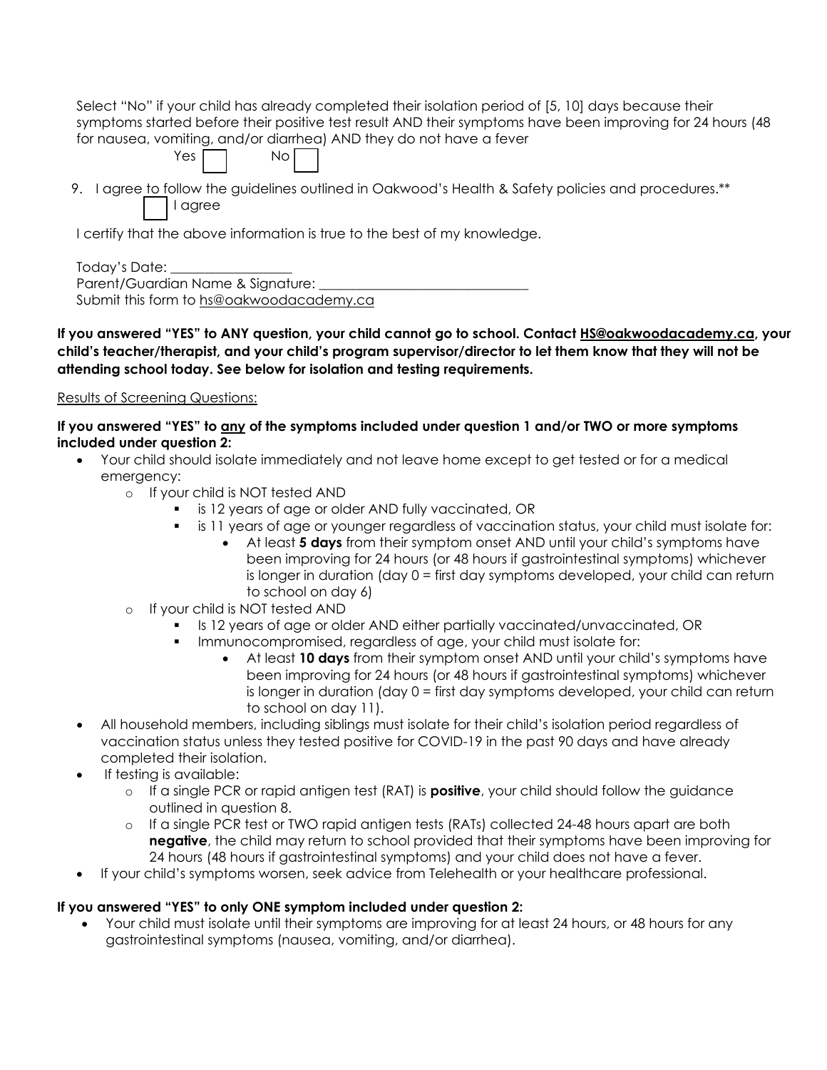Select "No" if your child has already completed their isolation period of [5, 10] days because their symptoms started before their positive test result AND their symptoms have been improving for 24 hours (48 for nausea, vomiting, and/or diarrhea) AND they do not have a fever

Yes ☐ No ☐

9. I agree to follow the guidelines outlined in Oakwood's Health & Safety policies and procedures.**

☐ I agree

I certify that the above information is true to the best of my knowledge.

Today's Date: _________________

Parent/Guardian Name & Signature: ______________________________

Submit this form to hs@oakwoodacademy.ca

**If you answered "YES" to ANY question, your child cannot go to school. Contact HS@oakwoodacademy.ca, your child's teacher/therapist, and your child's program supervisor/director to let them know that they will not be attending school today. See below for isolation and testing requirements.**

Results of Screening Questions:

**If you answered "YES" to any of the symptoms included under question 1 and/or TWO or more symptoms included under question 2:**

- Your child should isolate immediately and not leave home except to get tested or for a medical emergency:
  - If your child is NOT tested AND
    - is 12 years of age or older AND fully vaccinated, OR
    - is 11 years of age or younger regardless of vaccination status, your child must isolate for:
      - At least **5 days** from their symptom onset AND until your child's symptoms have been improving for 24 hours (or 48 hours if gastrointestinal symptoms) whichever is longer in duration (day 0 = first day symptoms developed, your child can return to school on day 6)
  - If your child is NOT tested AND
    - Is 12 years of age or older AND either partially vaccinated/unvaccinated, OR
    - Immunocompromised, regardless of age, your child must isolate for:
      - At least **10 days** from their symptom onset AND until your child's symptoms have been improving for 24 hours (or 48 hours if gastrointestinal symptoms) whichever is longer in duration (day 0 = first day symptoms developed, your child can return to school on day 11).
- All household members, including siblings must isolate for their child's isolation period regardless of vaccination status unless they tested positive for COVID-19 in the past 90 days and have already completed their isolation.
- If testing is available:
  - If a single PCR or rapid antigen test (RAT) is **positive**, your child should follow the guidance outlined in question 8.
  - If a single PCR test or TWO rapid antigen tests (RATs) collected 24-48 hours apart are both **negative**, the child may return to school provided that their symptoms have been improving for 24 hours (48 hours if gastrointestinal symptoms) and your child does not have a fever.
- If your child's symptoms worsen, seek advice from Telehealth or your healthcare professional.

**If you answered "YES" to only ONE symptom included under question 2:**

- Your child must isolate until their symptoms are improving for at least 24 hours, or 48 hours for any gastrointestinal symptoms (nausea, vomiting, and/or diarrhea).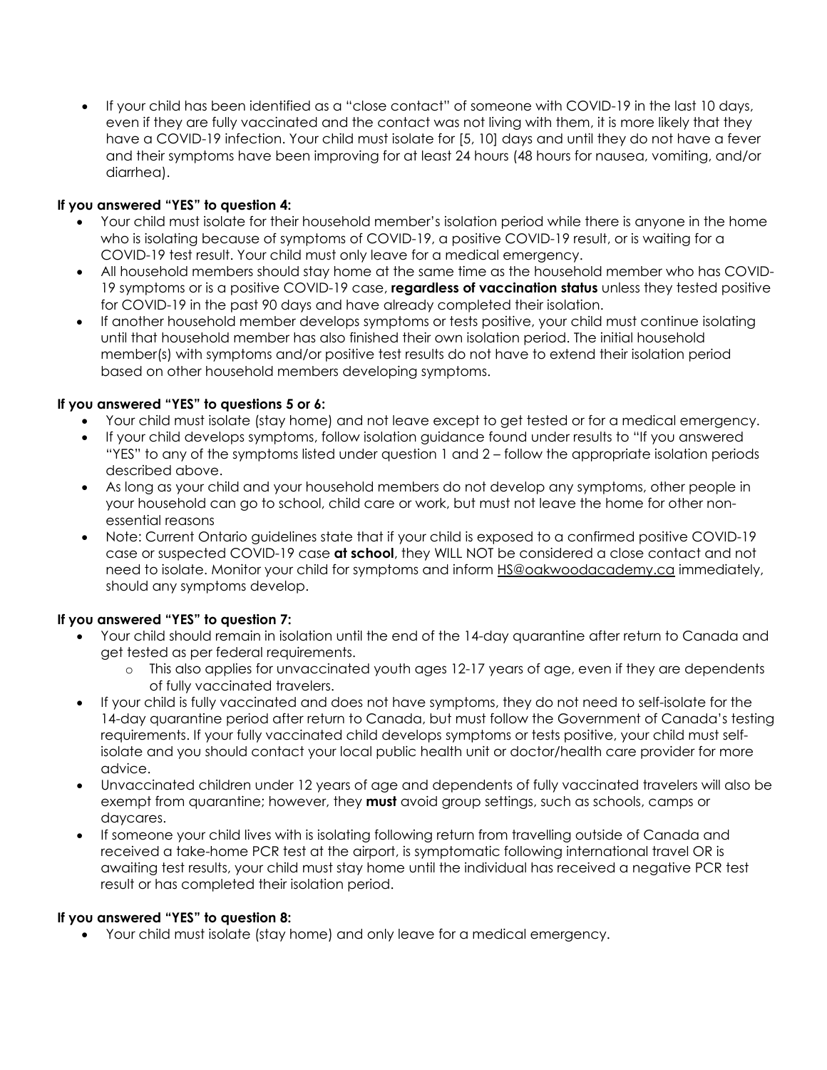- If your child has been identified as a "close contact" of someone with COVID-19 in the last 10 days, even if they are fully vaccinated and the contact was not living with them, it is more likely that they have a COVID-19 infection. Your child must isolate for [5, 10] days and until they do not have a fever and their symptoms have been improving for at least 24 hours (48 hours for nausea, vomiting, and/or diarrhea).

**If you answered "YES" to question 4:**

- Your child must isolate for their household member's isolation period while there is anyone in the home who is isolating because of symptoms of COVID-19, a positive COVID-19 result, or is waiting for a COVID-19 test result. Your child must only leave for a medical emergency.
- All household members should stay home at the same time as the household member who has COVID-19 symptoms or is a positive COVID-19 case, **regardless of vaccination status** unless they tested positive for COVID-19 in the past 90 days and have already completed their isolation.
- If another household member develops symptoms or tests positive, your child must continue isolating until that household member has also finished their own isolation period. The initial household member(s) with symptoms and/or positive test results do not have to extend their isolation period based on other household members developing symptoms.

**If you answered "YES" to questions 5 or 6:**

- Your child must isolate (stay home) and not leave except to get tested or for a medical emergency.
- If your child develops symptoms, follow isolation guidance found under results to "If you answered "YES" to any of the symptoms listed under question 1 and 2 – follow the appropriate isolation periods described above.
- As long as your child and your household members do not develop any symptoms, other people in your household can go to school, child care or work, but must not leave the home for other non-essential reasons
- Note: Current Ontario guidelines state that if your child is exposed to a confirmed positive COVID-19 case or suspected COVID-19 case **at school**, they WILL NOT be considered a close contact and not need to isolate. Monitor your child for symptoms and inform HS@oakwoodacademy.ca immediately, should any symptoms develop.

**If you answered "YES" to question 7:**

- Your child should remain in isolation until the end of the 14-day quarantine after return to Canada and get tested as per federal requirements.
  - This also applies for unvaccinated youth ages 12-17 years of age, even if they are dependents of fully vaccinated travelers.
- If your child is fully vaccinated and does not have symptoms, they do not need to self-isolate for the 14-day quarantine period after return to Canada, but must follow the Government of Canada's testing requirements. If your fully vaccinated child develops symptoms or tests positive, your child must self-isolate and you should contact your local public health unit or doctor/health care provider for more advice.
- Unvaccinated children under 12 years of age and dependents of fully vaccinated travelers will also be exempt from quarantine; however, they **must** avoid group settings, such as schools, camps or daycares.
- If someone your child lives with is isolating following return from travelling outside of Canada and received a take-home PCR test at the airport, is symptomatic following international travel OR is awaiting test results, your child must stay home until the individual has received a negative PCR test result or has completed their isolation period.

**If you answered "YES" to question 8:**

- Your child must isolate (stay home) and only leave for a medical emergency.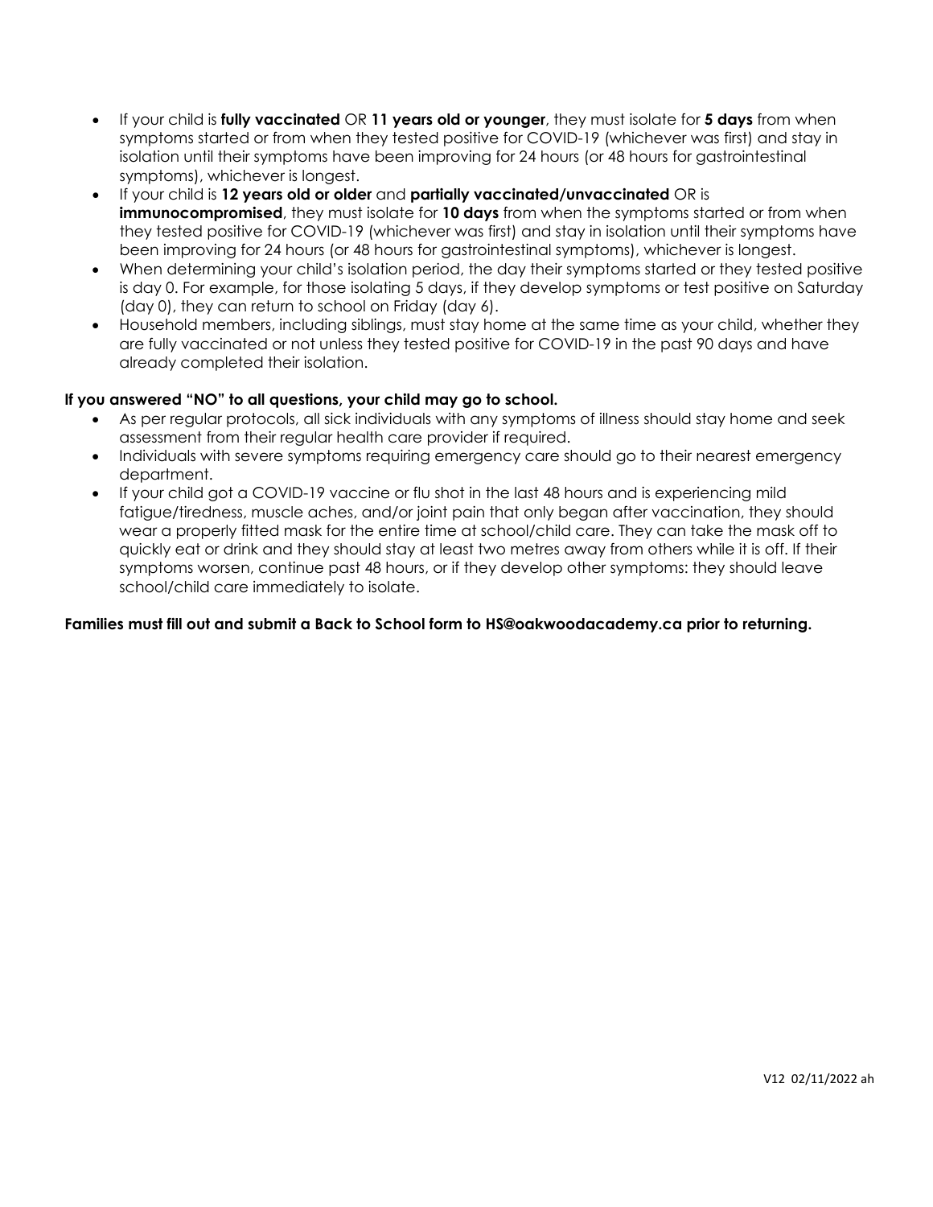- If your child is **fully vaccinated** OR **11 years old or younger**, they must isolate for **5 days** from when symptoms started or from when they tested positive for COVID-19 (whichever was first) and stay in isolation until their symptoms have been improving for 24 hours (or 48 hours for gastrointestinal symptoms), whichever is longest.
- If your child is **12 years old or older** and **partially vaccinated/unvaccinated** OR is **immunocompromised**, they must isolate for **10 days** from when the symptoms started or from when they tested positive for COVID-19 (whichever was first) and stay in isolation until their symptoms have been improving for 24 hours (or 48 hours for gastrointestinal symptoms), whichever is longest.
- When determining your child's isolation period, the day their symptoms started or they tested positive is day 0. For example, for those isolating 5 days, if they develop symptoms or test positive on Saturday (day 0), they can return to school on Friday (day 6).
- Household members, including siblings, must stay home at the same time as your child, whether they are fully vaccinated or not unless they tested positive for COVID-19 in the past 90 days and have already completed their isolation.

**If you answered "NO" to all questions, your child may go to school.**

- As per regular protocols, all sick individuals with any symptoms of illness should stay home and seek assessment from their regular health care provider if required.
- Individuals with severe symptoms requiring emergency care should go to their nearest emergency department.
- If your child got a COVID-19 vaccine or flu shot in the last 48 hours and is experiencing mild fatigue/tiredness, muscle aches, and/or joint pain that only began after vaccination, they should wear a properly fitted mask for the entire time at school/child care. They can take the mask off to quickly eat or drink and they should stay at least two metres away from others while it is off. If their symptoms worsen, continue past 48 hours, or if they develop other symptoms: they should leave school/child care immediately to isolate.

**Families must fill out and submit a Back to School form to HS@oakwoodacademy.ca prior to returning.**

V12 02/11/2022 ah